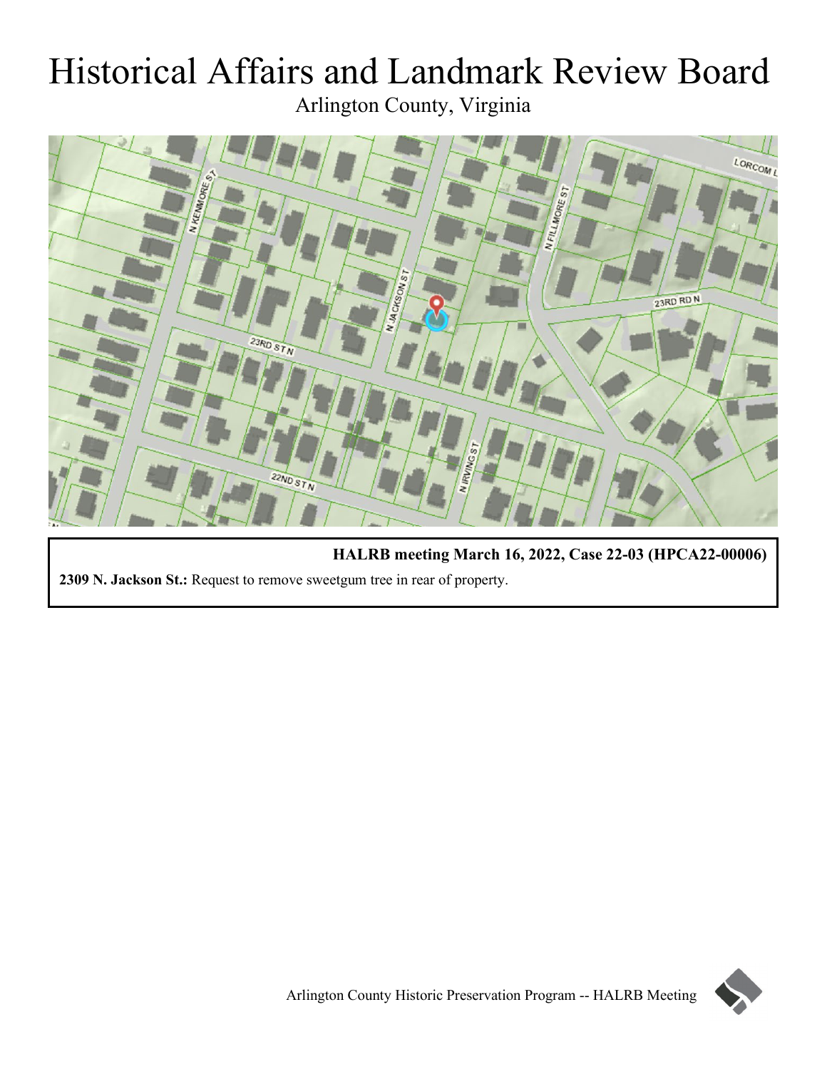# Historical Affairs and Landmark Review Board

Arlington County, Virginia

**HALRB meeting March 16, 2022, Case 22-03 (HPCA22-00006)**

**2309 N. Jackson St.:** Request to remove sweetgum tree in rear of property.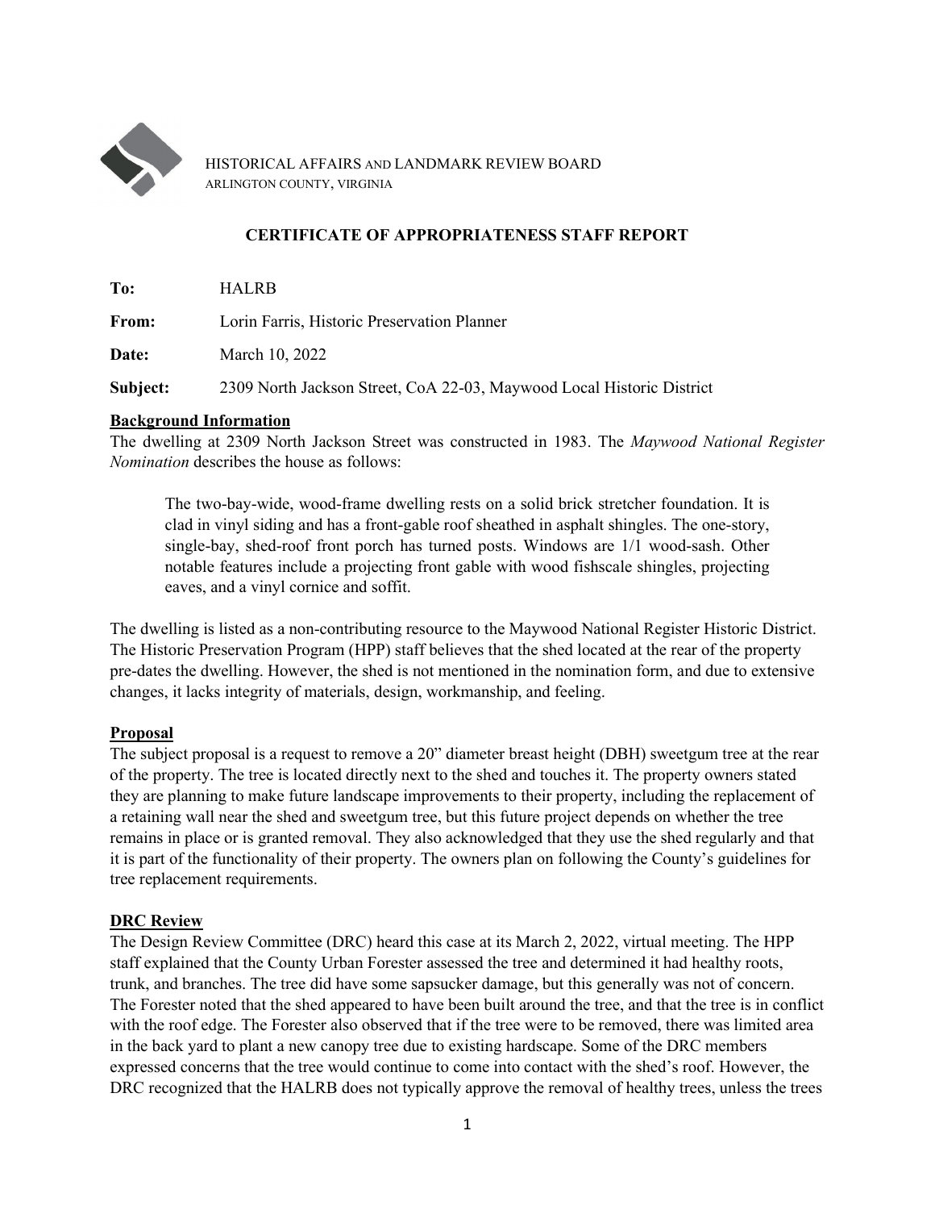HISTORICAL AFFAIRS AND LANDMARK REVIEW BOARD
ARLINGTON COUNTY, VIRGINIA

## CERTIFICATE OF APPROPRIATENESS STAFF REPORT

**To:** HALRB

**From:** Lorin Farris, Historic Preservation Planner

**Date:** March 10, 2022

**Subject:** 2309 North Jackson Street, CoA 22-03, Maywood Local Historic District

### Background Information

The dwelling at 2309 North Jackson Street was constructed in 1983. The *Maywood National Register Nomination* describes the house as follows:

> The two-bay-wide, wood-frame dwelling rests on a solid brick stretcher foundation. It is clad in vinyl siding and has a front-gable roof sheathed in asphalt shingles. The one-story, single-bay, shed-roof front porch has turned posts. Windows are 1/1 wood-sash. Other notable features include a projecting front gable with wood fishscale shingles, projecting eaves, and a vinyl cornice and soffit.

The dwelling is listed as a non-contributing resource to the Maywood National Register Historic District. The Historic Preservation Program (HPP) staff believes that the shed located at the rear of the property pre-dates the dwelling. However, the shed is not mentioned in the nomination form, and due to extensive changes, it lacks integrity of materials, design, workmanship, and feeling.

### Proposal

The subject proposal is a request to remove a 20" diameter breast height (DBH) sweetgum tree at the rear of the property. The tree is located directly next to the shed and touches it. The property owners stated they are planning to make future landscape improvements to their property, including the replacement of a retaining wall near the shed and sweetgum tree, but this future project depends on whether the tree remains in place or is granted removal. They also acknowledged that they use the shed regularly and that it is part of the functionality of their property. The owners plan on following the County's guidelines for tree replacement requirements.

### DRC Review

The Design Review Committee (DRC) heard this case at its March 2, 2022, virtual meeting. The HPP staff explained that the County Urban Forester assessed the tree and determined it had healthy roots, trunk, and branches. The tree did have some sapsucker damage, but this generally was not of concern. The Forester noted that the shed appeared to have been built around the tree, and that the tree is in conflict with the roof edge. The Forester also observed that if the tree were to be removed, there was limited area in the back yard to plant a new canopy tree due to existing hardscape. Some of the DRC members expressed concerns that the tree would continue to come into contact with the shed's roof. However, the DRC recognized that the HALRB does not typically approve the removal of healthy trees, unless the trees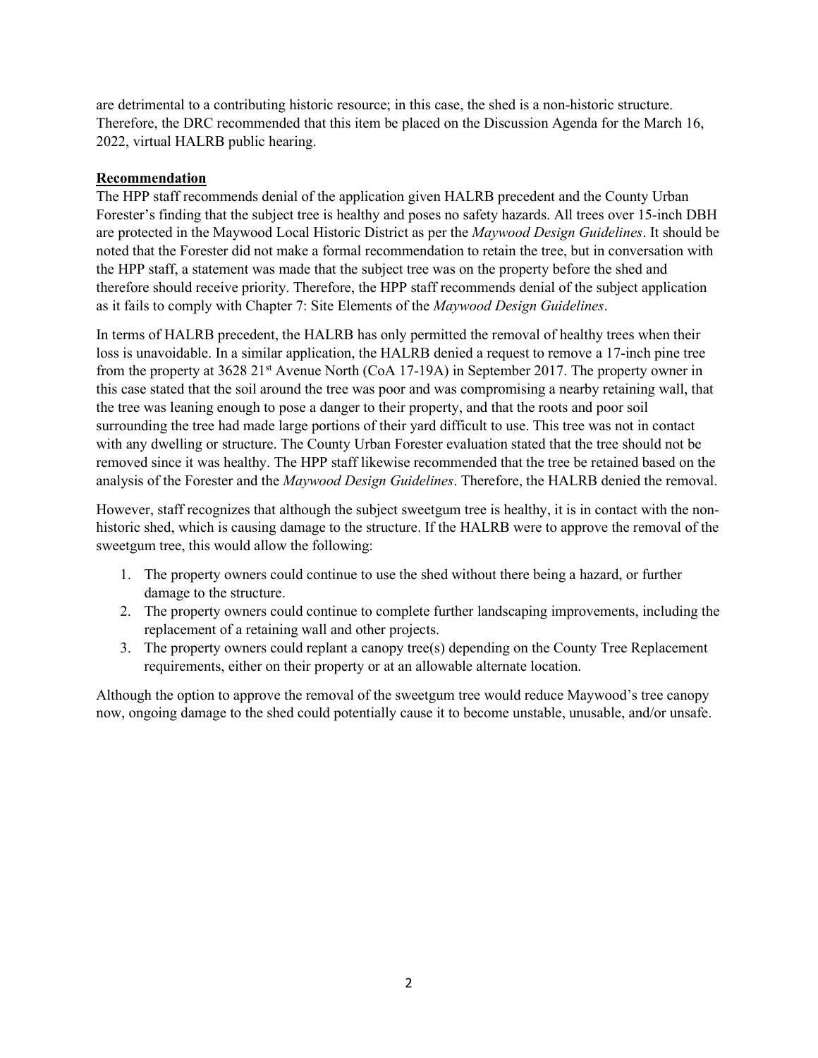are detrimental to a contributing historic resource; in this case, the shed is a non-historic structure. Therefore, the DRC recommended that this item be placed on the Discussion Agenda for the March 16, 2022, virtual HALRB public hearing.

**Recommendation**

The HPP staff recommends denial of the application given HALRB precedent and the County Urban Forester's finding that the subject tree is healthy and poses no safety hazards. All trees over 15-inch DBH are protected in the Maywood Local Historic District as per the *Maywood Design Guidelines*. It should be noted that the Forester did not make a formal recommendation to retain the tree, but in conversation with the HPP staff, a statement was made that the subject tree was on the property before the shed and therefore should receive priority. Therefore, the HPP staff recommends denial of the subject application as it fails to comply with Chapter 7: Site Elements of the *Maywood Design Guidelines*.

In terms of HALRB precedent, the HALRB has only permitted the removal of healthy trees when their loss is unavoidable. In a similar application, the HALRB denied a request to remove a 17-inch pine tree from the property at 3628 21st Avenue North (CoA 17-19A) in September 2017. The property owner in this case stated that the soil around the tree was poor and was compromising a nearby retaining wall, that the tree was leaning enough to pose a danger to their property, and that the roots and poor soil surrounding the tree had made large portions of their yard difficult to use. This tree was not in contact with any dwelling or structure. The County Urban Forester evaluation stated that the tree should not be removed since it was healthy. The HPP staff likewise recommended that the tree be retained based on the analysis of the Forester and the *Maywood Design Guidelines*. Therefore, the HALRB denied the removal.

However, staff recognizes that although the subject sweetgum tree is healthy, it is in contact with the non-historic shed, which is causing damage to the structure. If the HALRB were to approve the removal of the sweetgum tree, this would allow the following:

1. The property owners could continue to use the shed without there being a hazard, or further damage to the structure.
2. The property owners could continue to complete further landscaping improvements, including the replacement of a retaining wall and other projects.
3. The property owners could replant a canopy tree(s) depending on the County Tree Replacement requirements, either on their property or at an allowable alternate location.

Although the option to approve the removal of the sweetgum tree would reduce Maywood's tree canopy now, ongoing damage to the shed could potentially cause it to become unstable, unusable, and/or unsafe.